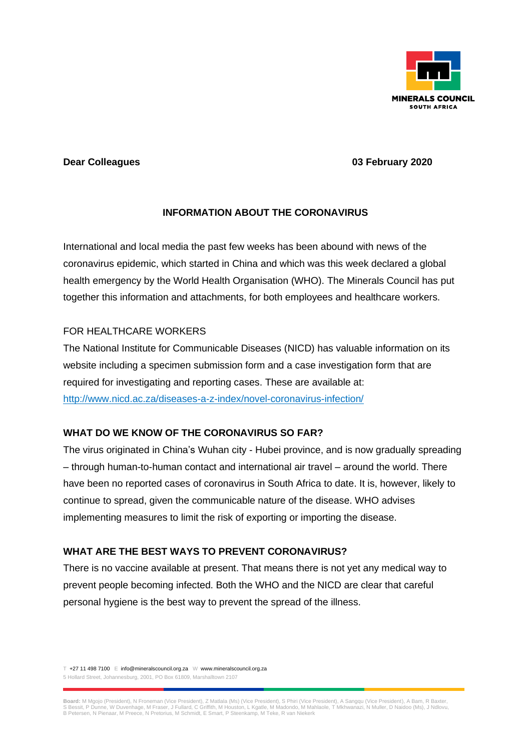**Dear Colleagues** **03 February 2020**

## INFORMATION ABOUT THE CORONAVIRUS

International and local media the past few weeks has been abound with news of the coronavirus epidemic, which started in China and which was this week declared a global health emergency by the World Health Organisation (WHO). The Minerals Council has put together this information and attachments, for both employees and healthcare workers.

FOR HEALTHCARE WORKERS

The National Institute for Communicable Diseases (NICD) has valuable information on its website including a specimen submission form and a case investigation form that are required for investigating and reporting cases. These are available at: http://www.nicd.ac.za/diseases-a-z-index/novel-coronavirus-infection/

### WHAT DO WE KNOW OF THE CORONAVIRUS SO FAR?

The virus originated in China's Wuhan city - Hubei province, and is now gradually spreading – through human-to-human contact and international air travel – around the world. There have been no reported cases of coronavirus in South Africa to date. It is, however, likely to continue to spread, given the communicable nature of the disease. WHO advises implementing measures to limit the risk of exporting or importing the disease.

### WHAT ARE THE BEST WAYS TO PREVENT CORONAVIRUS?

There is no vaccine available at present. That means there is not yet any medical way to prevent people becoming infected. Both the WHO and the NICD are clear that careful personal hygiene is the best way to prevent the spread of the illness.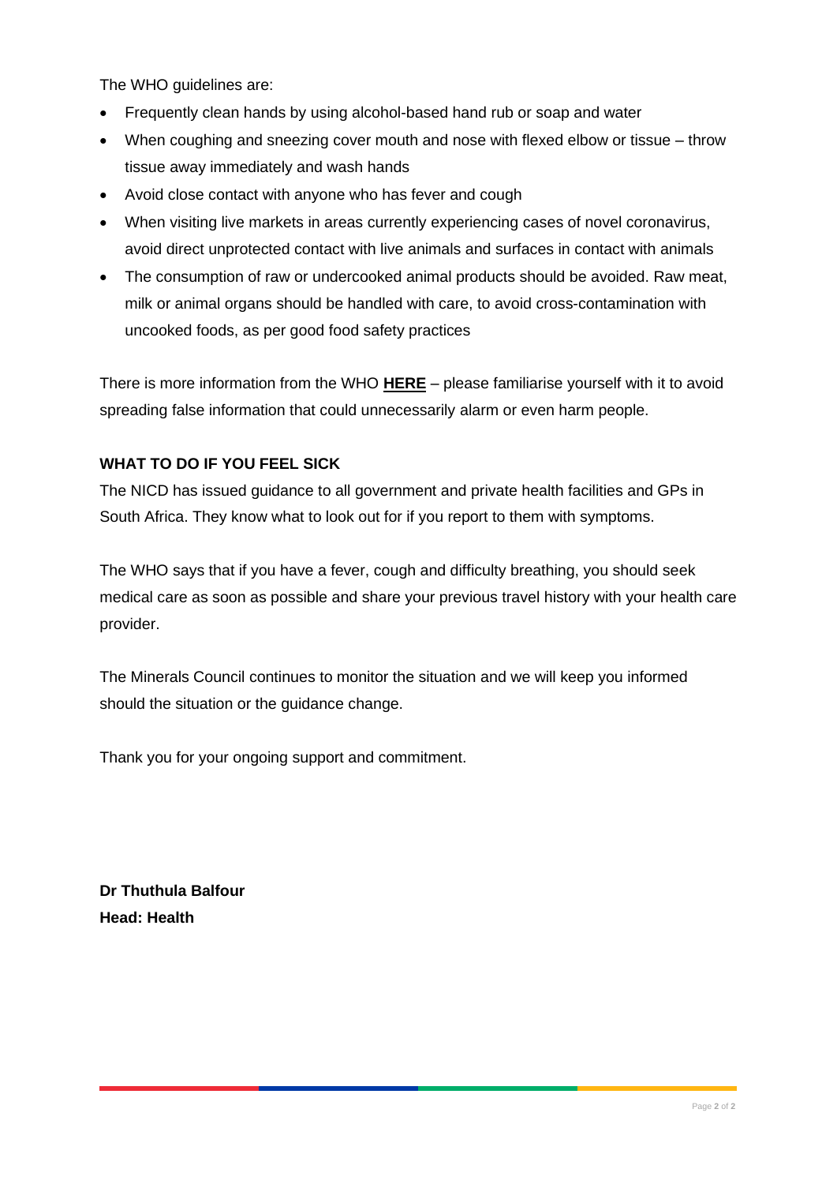The WHO guidelines are:

- Frequently clean hands by using alcohol-based hand rub or soap and water
- When coughing and sneezing cover mouth and nose with flexed elbow or tissue – throw tissue away immediately and wash hands
- Avoid close contact with anyone who has fever and cough
- When visiting live markets in areas currently experiencing cases of novel coronavirus, avoid direct unprotected contact with live animals and surfaces in contact with animals
- The consumption of raw or undercooked animal products should be avoided. Raw meat, milk or animal organs should be handled with care, to avoid cross-contamination with uncooked foods, as per good food safety practices

There is more information from the WHO **HERE** – please familiarise yourself with it to avoid spreading false information that could unnecessarily alarm or even harm people.

**WHAT TO DO IF YOU FEEL SICK**

The NICD has issued guidance to all government and private health facilities and GPs in South Africa. They know what to look out for if you report to them with symptoms.

The WHO says that if you have a fever, cough and difficulty breathing, you should seek medical care as soon as possible and share your previous travel history with your health care provider.

The Minerals Council continues to monitor the situation and we will keep you informed should the situation or the guidance change.

Thank you for your ongoing support and commitment.

**Dr Thuthula Balfour**
**Head: Health**